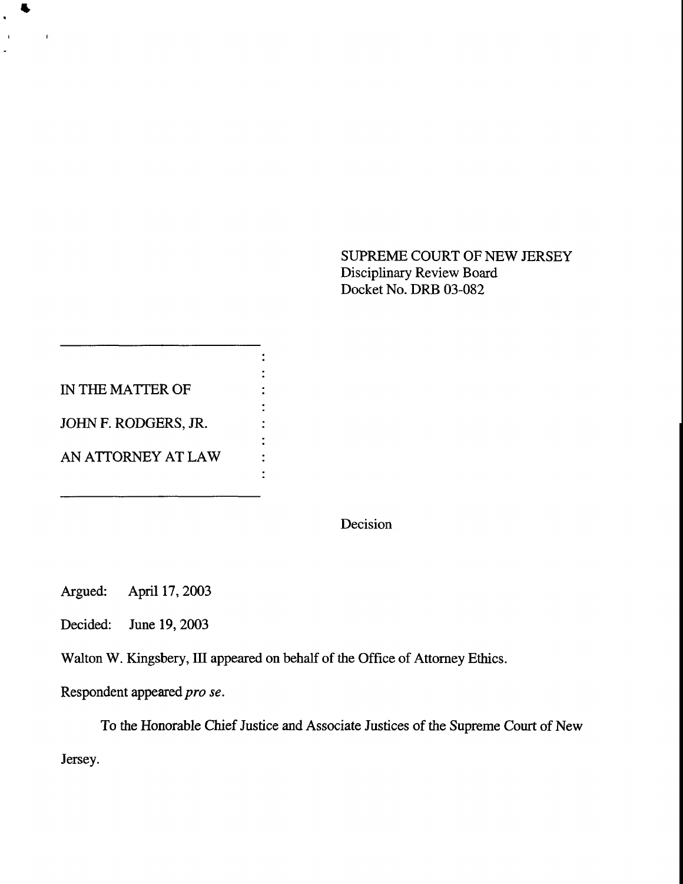SUPREME COURT OF NEW JERSEY
Disciplinary Review Board
Docket No. DRB 03-082

IN THE MATTER OF

JOHN F. RODGERS, JR.

AN ATTORNEY AT LAW

Decision

Argued: April 17, 2003

Decided: June 19, 2003

Walton W. Kingsbery, III appeared on behalf of the Office of Attorney Ethics.

Respondent appeared *pro se*.

To the Honorable Chief Justice and Associate Justices of the Supreme Court of New Jersey.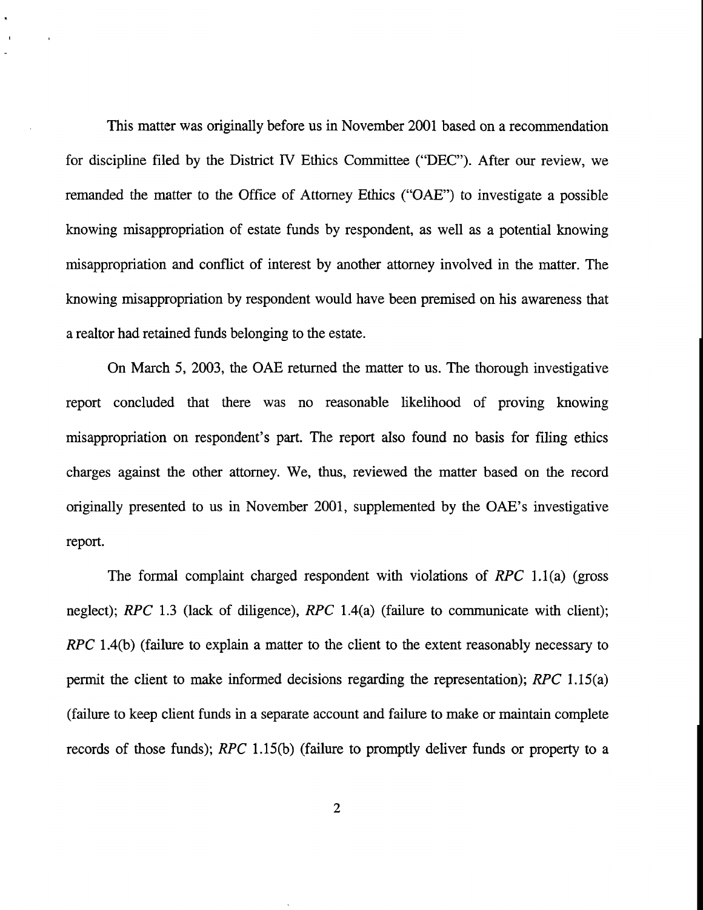This matter was originally before us in November 2001 based on a recommendation for discipline filed by the District IV Ethics Committee ("DEC"). After our review, we remanded the matter to the Office of Attorney Ethics ("OAE") to investigate a possible knowing misappropriation of estate funds by respondent, as well as a potential knowing misappropriation and conflict of interest by another attorney involved in the matter. The knowing misappropriation by respondent would have been premised on his awareness that a realtor had retained funds belonging to the estate.

On March 5, 2003, the OAE returned the matter to us. The thorough investigative report concluded that there was no reasonable likelihood of proving knowing misappropriation on respondent's part. The report also found no basis for filing ethics charges against the other attorney. We, thus, reviewed the matter based on the record originally presented to us in November 2001, supplemented by the OAE's investigative report.

The formal complaint charged respondent with violations of *RPC* 1.1(a) (gross neglect); *RPC* 1.3 (lack of diligence), *RPC* 1.4(a) (failure to communicate with client); *RPC* 1.4(b) (failure to explain a matter to the client to the extent reasonably necessary to permit the client to make informed decisions regarding the representation); *RPC* 1.15(a) (failure to keep client funds in a separate account and failure to make or maintain complete records of those funds); *RPC* 1.15(b) (failure to promptly deliver funds or property to a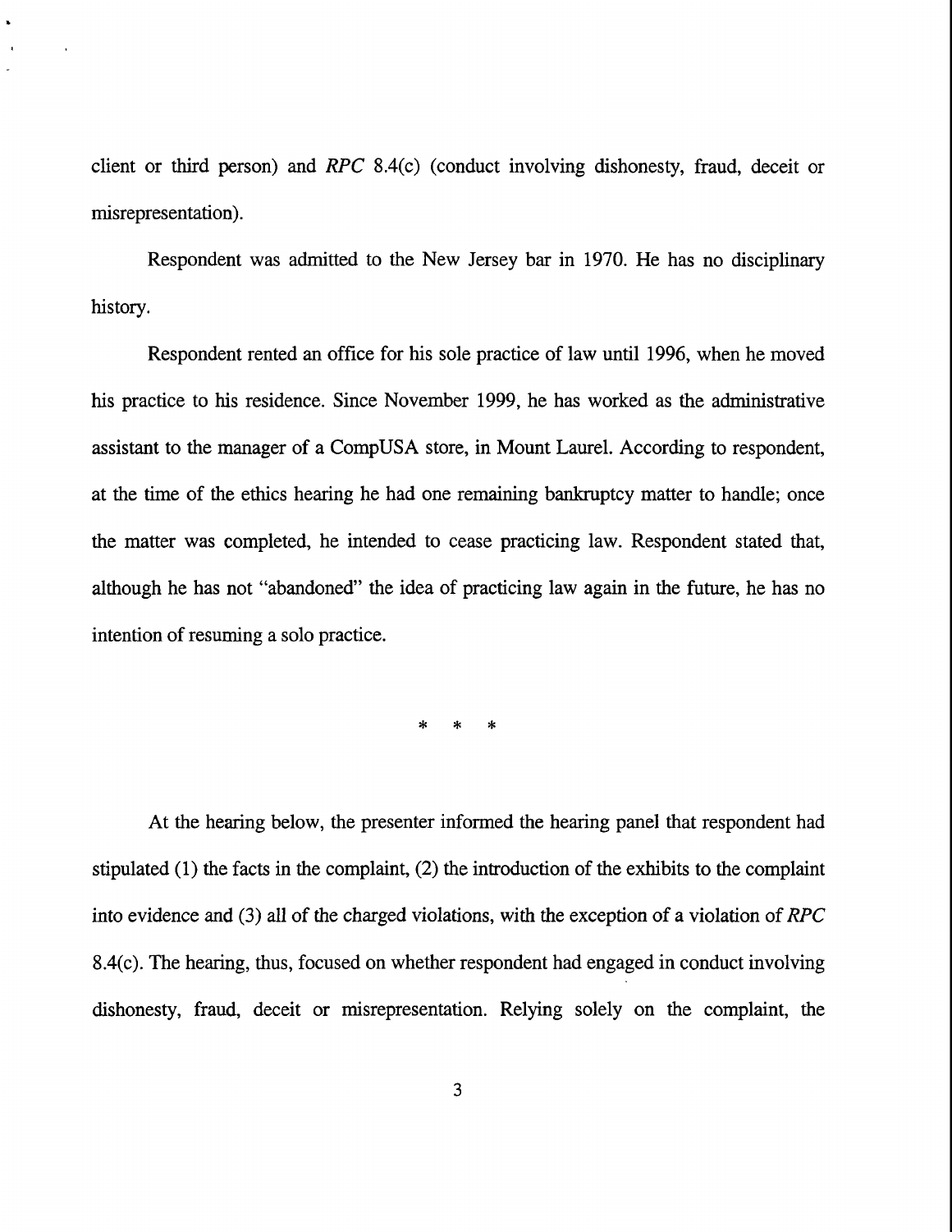client or third person) and *RPC* 8.4(c) (conduct involving dishonesty, fraud, deceit or misrepresentation).

Respondent was admitted to the New Jersey bar in 1970. He has no disciplinary history.

Respondent rented an office for his sole practice of law until 1996, when he moved his practice to his residence. Since November 1999, he has worked as the administrative assistant to the manager of a CompUSA store, in Mount Laurel. According to respondent, at the time of the ethics hearing he had one remaining bankruptcy matter to handle; once the matter was completed, he intended to cease practicing law. Respondent stated that, although he has not "abandoned" the idea of practicing law again in the future, he has no intention of resuming a solo practice.

\* \* \*

At the hearing below, the presenter informed the hearing panel that respondent had stipulated (1) the facts in the complaint, (2) the introduction of the exhibits to the complaint into evidence and (3) all of the charged violations, with the exception of a violation of *RPC* 8.4(c). The hearing, thus, focused on whether respondent had engaged in conduct involving dishonesty, fraud, deceit or misrepresentation. Relying solely on the complaint, the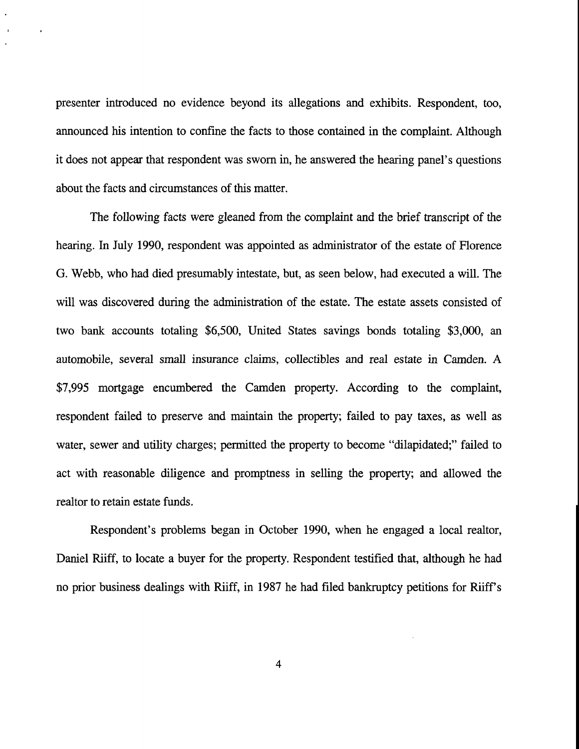presenter introduced no evidence beyond its allegations and exhibits. Respondent, too, announced his intention to confine the facts to those contained in the complaint. Although it does not appear that respondent was sworn in, he answered the hearing panel's questions about the facts and circumstances of this matter.

The following facts were gleaned from the complaint and the brief transcript of the hearing. In July 1990, respondent was appointed as administrator of the estate of Florence G. Webb, who had died presumably intestate, but, as seen below, had executed a will. The will was discovered during the administration of the estate. The estate assets consisted of two bank accounts totaling $6,500, United States savings bonds totaling $3,000, an automobile, several small insurance claims, collectibles and real estate in Camden. A $7,995 mortgage encumbered the Camden property. According to the complaint, respondent failed to preserve and maintain the property; failed to pay taxes, as well as water, sewer and utility charges; permitted the property to become "dilapidated;" failed to act with reasonable diligence and promptness in selling the property; and allowed the realtor to retain estate funds.

Respondent's problems began in October 1990, when he engaged a local realtor, Daniel Riiff, to locate a buyer for the property. Respondent testified that, although he had no prior business dealings with Riiff, in 1987 he had filed bankruptcy petitions for Riiff's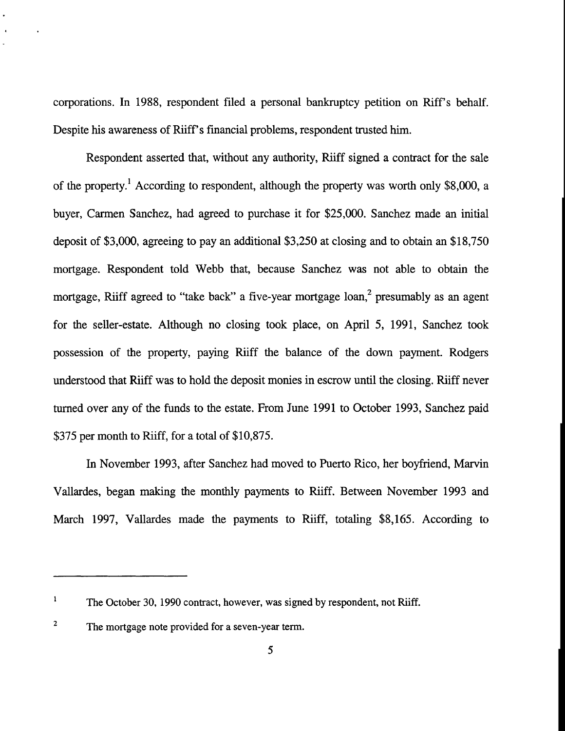corporations. In 1988, respondent filed a personal bankruptcy petition on Riff's behalf. Despite his awareness of Riiff's financial problems, respondent trusted him.

Respondent asserted that, without any authority, Riiff signed a contract for the sale of the property.[1] According to respondent, although the property was worth only $8,000, a buyer, Carmen Sanchez, had agreed to purchase it for $25,000. Sanchez made an initial deposit of $3,000, agreeing to pay an additional $3,250 at closing and to obtain an $18,750 mortgage. Respondent told Webb that, because Sanchez was not able to obtain the mortgage, Riiff agreed to "take back" a five-year mortgage loan,[2] presumably as an agent for the seller-estate. Although no closing took place, on April 5, 1991, Sanchez took possession of the property, paying Riiff the balance of the down payment. Rodgers understood that Riiff was to hold the deposit monies in escrow until the closing. Riiff never turned over any of the funds to the estate. From June 1991 to October 1993, Sanchez paid $375 per month to Riiff, for a total of $10,875.

In November 1993, after Sanchez had moved to Puerto Rico, her boyfriend, Marvin Vallardes, began making the monthly payments to Riiff. Between November 1993 and March 1997, Vallardes made the payments to Riiff, totaling $8,165. According to

---

[1] The October 30, 1990 contract, however, was signed by respondent, not Riiff.

[2] The mortgage note provided for a seven-year term.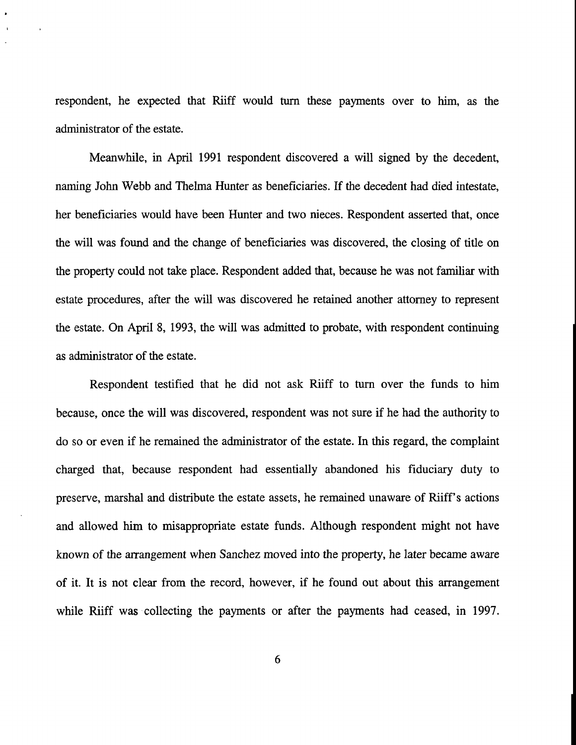respondent, he expected that Riiff would turn these payments over to him, as the administrator of the estate.

Meanwhile, in April 1991 respondent discovered a will signed by the decedent, naming John Webb and Thelma Hunter as beneficiaries. If the decedent had died intestate, her beneficiaries would have been Hunter and two nieces. Respondent asserted that, once the will was found and the change of beneficiaries was discovered, the closing of title on the property could not take place. Respondent added that, because he was not familiar with estate procedures, after the will was discovered he retained another attorney to represent the estate. On April 8, 1993, the will was admitted to probate, with respondent continuing as administrator of the estate.

Respondent testified that he did not ask Riiff to turn over the funds to him because, once the will was discovered, respondent was not sure if he had the authority to do so or even if he remained the administrator of the estate. In this regard, the complaint charged that, because respondent had essentially abandoned his fiduciary duty to preserve, marshal and distribute the estate assets, he remained unaware of Riiff's actions and allowed him to misappropriate estate funds. Although respondent might not have known of the arrangement when Sanchez moved into the property, he later became aware of it. It is not clear from the record, however, if he found out about this arrangement while Riiff was collecting the payments or after the payments had ceased, in 1997.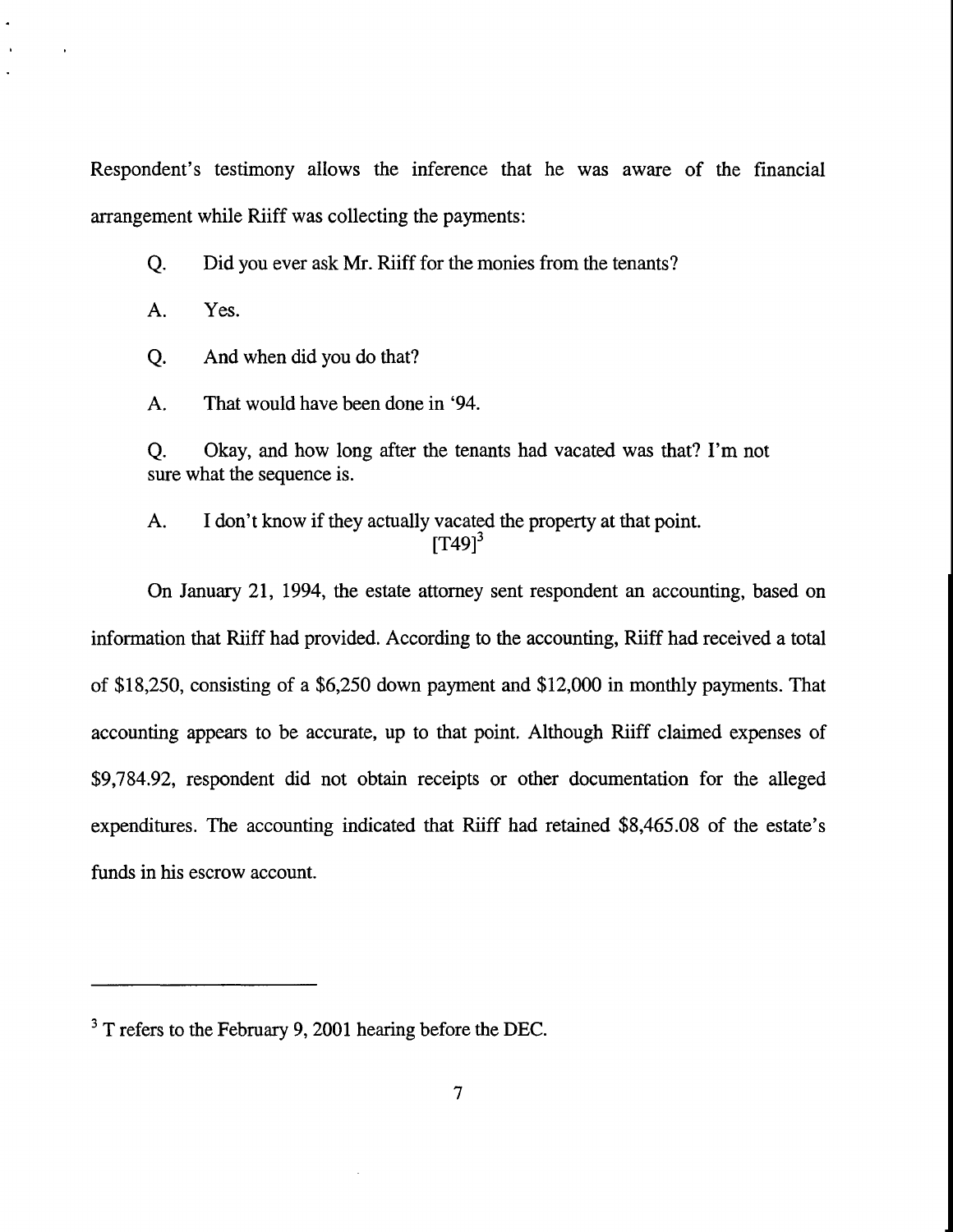Respondent's testimony allows the inference that he was aware of the financial arrangement while Riiff was collecting the payments:

> Q. Did you ever ask Mr. Riiff for the monies from the tenants?
>
> A. Yes.
>
> Q. And when did you do that?
>
> A. That would have been done in '94.
>
> Q. Okay, and how long after the tenants had vacated was that? I'm not sure what the sequence is.
>
> A. I don't know if they actually vacated the property at that point. [T49][3]

On January 21, 1994, the estate attorney sent respondent an accounting, based on information that Riiff had provided. According to the accounting, Riiff had received a total of $18,250, consisting of a $6,250 down payment and $12,000 in monthly payments. That accounting appears to be accurate, up to that point. Although Riiff claimed expenses of $9,784.92, respondent did not obtain receipts or other documentation for the alleged expenditures. The accounting indicated that Riiff had retained $8,465.08 of the estate's funds in his escrow account.

---

[3] T refers to the February 9, 2001 hearing before the DEC.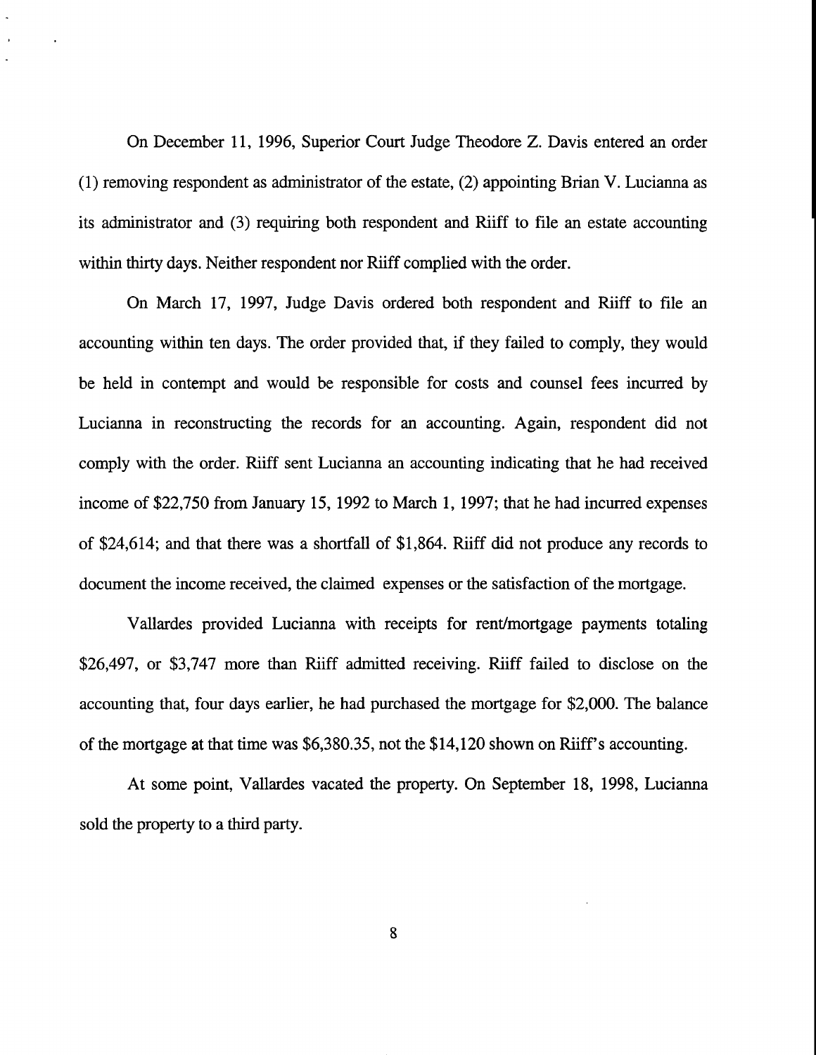On December 11, 1996, Superior Court Judge Theodore Z. Davis entered an order (1) removing respondent as administrator of the estate, (2) appointing Brian V. Lucianna as its administrator and (3) requiring both respondent and Riiff to file an estate accounting within thirty days. Neither respondent nor Riiff complied with the order.

On March 17, 1997, Judge Davis ordered both respondent and Riiff to file an accounting within ten days. The order provided that, if they failed to comply, they would be held in contempt and would be responsible for costs and counsel fees incurred by Lucianna in reconstructing the records for an accounting. Again, respondent did not comply with the order. Riiff sent Lucianna an accounting indicating that he had received income of $22,750 from January 15, 1992 to March 1, 1997; that he had incurred expenses of $24,614; and that there was a shortfall of $1,864. Riiff did not produce any records to document the income received, the claimed expenses or the satisfaction of the mortgage.

Vallardes provided Lucianna with receipts for rent/mortgage payments totaling $26,497, or $3,747 more than Riiff admitted receiving. Riiff failed to disclose on the accounting that, four days earlier, he had purchased the mortgage for $2,000. The balance of the mortgage at that time was $6,380.35, not the $14,120 shown on Riiff's accounting.

At some point, Vallardes vacated the property. On September 18, 1998, Lucianna sold the property to a third party.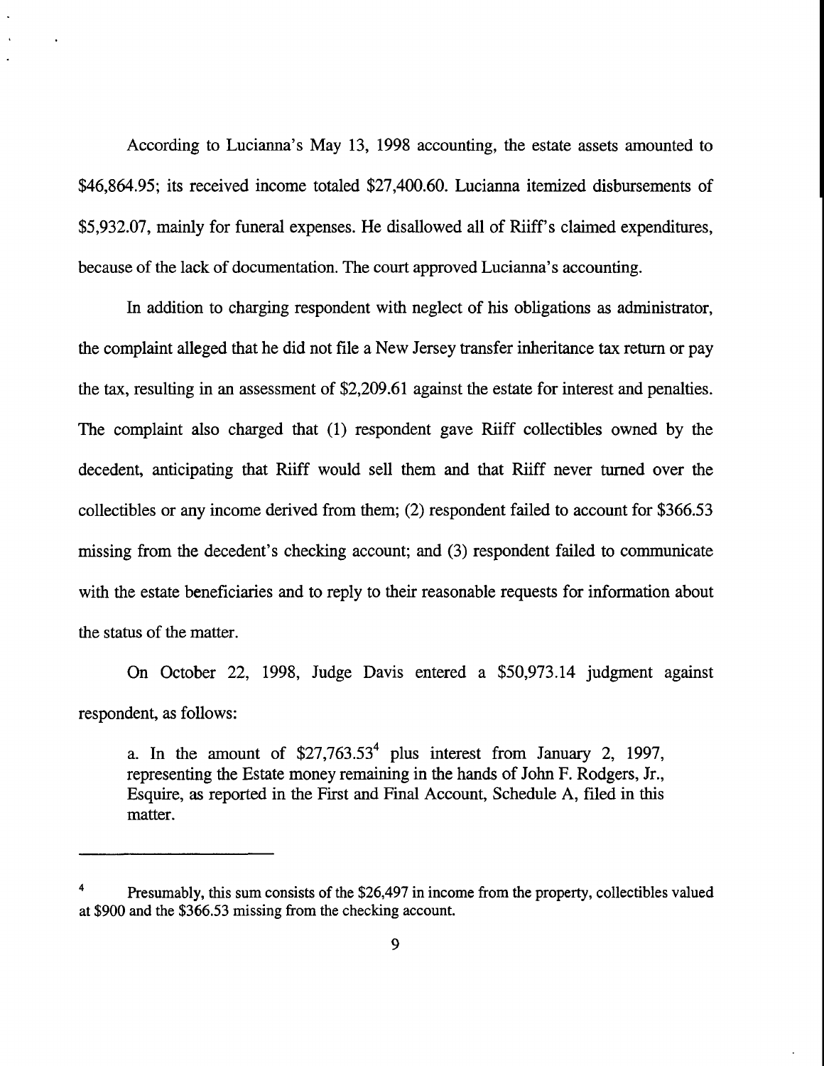According to Lucianna's May 13, 1998 accounting, the estate assets amounted to \$46,864.95; its received income totaled \$27,400.60. Lucianna itemized disbursements of \$5,932.07, mainly for funeral expenses. He disallowed all of Riiff's claimed expenditures, because of the lack of documentation. The court approved Lucianna's accounting.

In addition to charging respondent with neglect of his obligations as administrator, the complaint alleged that he did not file a New Jersey transfer inheritance tax return or pay the tax, resulting in an assessment of \$2,209.61 against the estate for interest and penalties. The complaint also charged that (1) respondent gave Riiff collectibles owned by the decedent, anticipating that Riiff would sell them and that Riiff never turned over the collectibles or any income derived from them; (2) respondent failed to account for \$366.53 missing from the decedent's checking account; and (3) respondent failed to communicate with the estate beneficiaries and to reply to their reasonable requests for information about the status of the matter.

On October 22, 1998, Judge Davis entered a \$50,973.14 judgment against respondent, as follows:

> a. In the amount of \$27,763.53[4] plus interest from January 2, 1997, representing the Estate money remaining in the hands of John F. Rodgers, Jr., Esquire, as reported in the First and Final Account, Schedule A, filed in this matter.

---

[4] Presumably, this sum consists of the \$26,497 in income from the property, collectibles valued at \$900 and the \$366.53 missing from the checking account.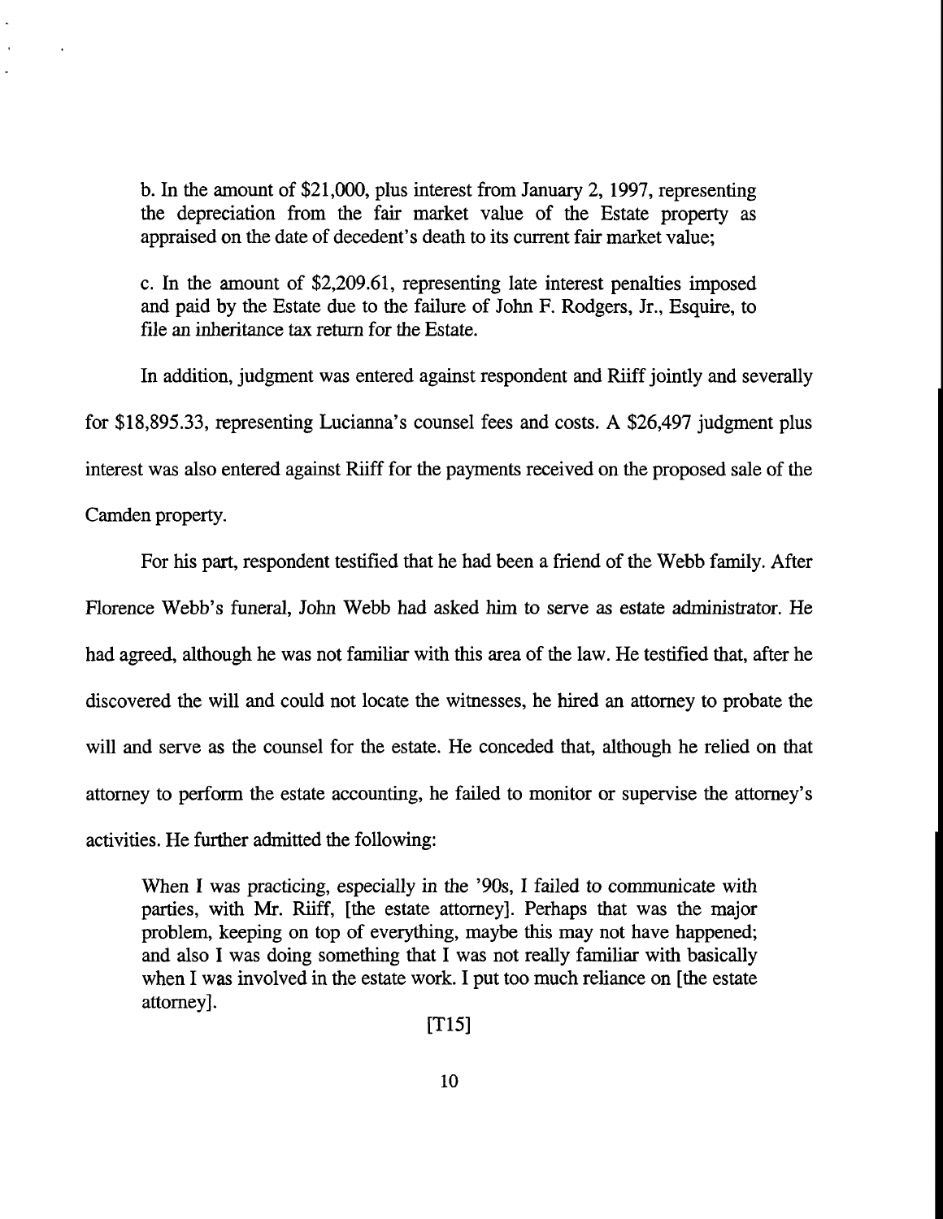b. In the amount of $21,000, plus interest from January 2, 1997, representing the depreciation from the fair market value of the Estate property as appraised on the date of decedent's death to its current fair market value;

c. In the amount of $2,209.61, representing late interest penalties imposed and paid by the Estate due to the failure of John F. Rodgers, Jr., Esquire, to file an inheritance tax return for the Estate.

In addition, judgment was entered against respondent and Riiff jointly and severally for $18,895.33, representing Lucianna's counsel fees and costs. A $26,497 judgment plus interest was also entered against Riiff for the payments received on the proposed sale of the Camden property.

For his part, respondent testified that he had been a friend of the Webb family. After Florence Webb's funeral, John Webb had asked him to serve as estate administrator. He had agreed, although he was not familiar with this area of the law. He testified that, after he discovered the will and could not locate the witnesses, he hired an attorney to probate the will and serve as the counsel for the estate. He conceded that, although he relied on that attorney to perform the estate accounting, he failed to monitor or supervise the attorney's activities. He further admitted the following:

> When I was practicing, especially in the '90s, I failed to communicate with parties, with Mr. Riiff, [the estate attorney]. Perhaps that was the major problem, keeping on top of everything, maybe this may not have happened; and also I was doing something that I was not really familiar with basically when I was involved in the estate work. I put too much reliance on [the estate attorney].
>
> [T15]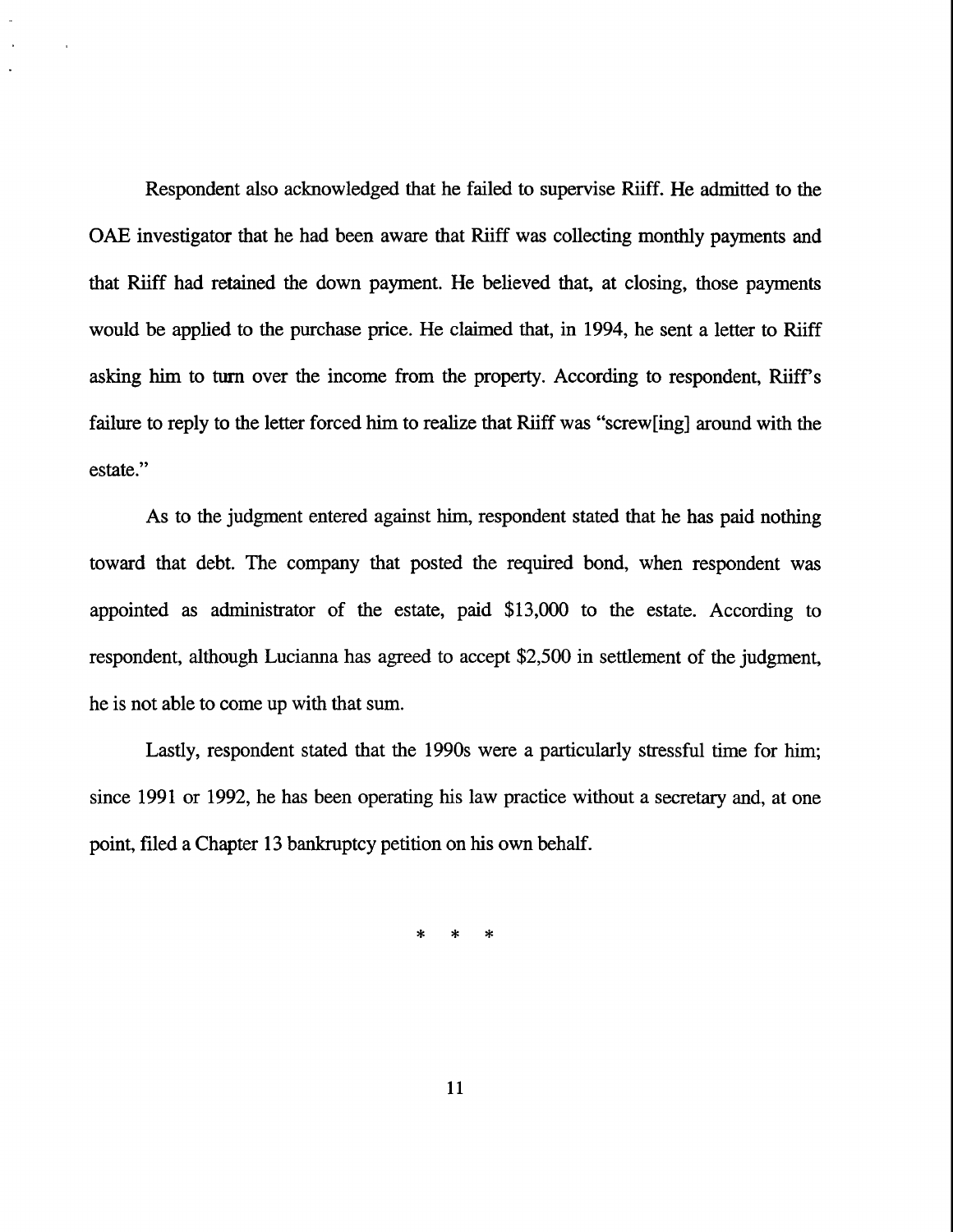Respondent also acknowledged that he failed to supervise Riiff. He admitted to the OAE investigator that he had been aware that Riiff was collecting monthly payments and that Riiff had retained the down payment. He believed that, at closing, those payments would be applied to the purchase price. He claimed that, in 1994, he sent a letter to Riiff asking him to turn over the income from the property. According to respondent, Riiff's failure to reply to the letter forced him to realize that Riiff was "screw[ing] around with the estate."

As to the judgment entered against him, respondent stated that he has paid nothing toward that debt. The company that posted the required bond, when respondent was appointed as administrator of the estate, paid $13,000 to the estate. According to respondent, although Lucianna has agreed to accept $2,500 in settlement of the judgment, he is not able to come up with that sum.

Lastly, respondent stated that the 1990s were a particularly stressful time for him; since 1991 or 1992, he has been operating his law practice without a secretary and, at one point, filed a Chapter 13 bankruptcy petition on his own behalf.

\* \* \*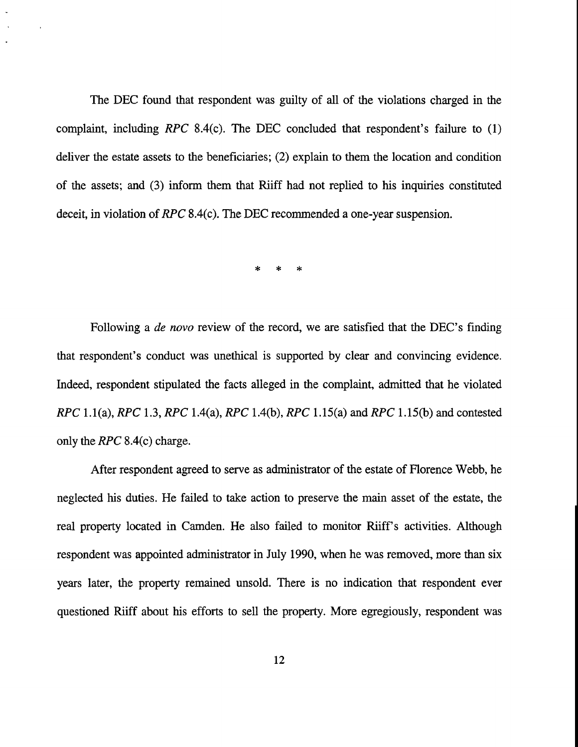The DEC found that respondent was guilty of all of the violations charged in the complaint, including *RPC* 8.4(c). The DEC concluded that respondent's failure to (1) deliver the estate assets to the beneficiaries; (2) explain to them the location and condition of the assets; and (3) inform them that Riiff had not replied to his inquiries constituted deceit, in violation of *RPC* 8.4(c). The DEC recommended a one-year suspension.

\* \* \*

Following a *de novo* review of the record, we are satisfied that the DEC's finding that respondent's conduct was unethical is supported by clear and convincing evidence. Indeed, respondent stipulated the facts alleged in the complaint, admitted that he violated *RPC* 1.1(a), *RPC* 1.3, *RPC* 1.4(a), *RPC* 1.4(b), *RPC* 1.15(a) and *RPC* 1.15(b) and contested only the *RPC* 8.4(c) charge.

After respondent agreed to serve as administrator of the estate of Florence Webb, he neglected his duties. He failed to take action to preserve the main asset of the estate, the real property located in Camden. He also failed to monitor Riiff's activities. Although respondent was appointed administrator in July 1990, when he was removed, more than six years later, the property remained unsold. There is no indication that respondent ever questioned Riiff about his efforts to sell the property. More egregiously, respondent was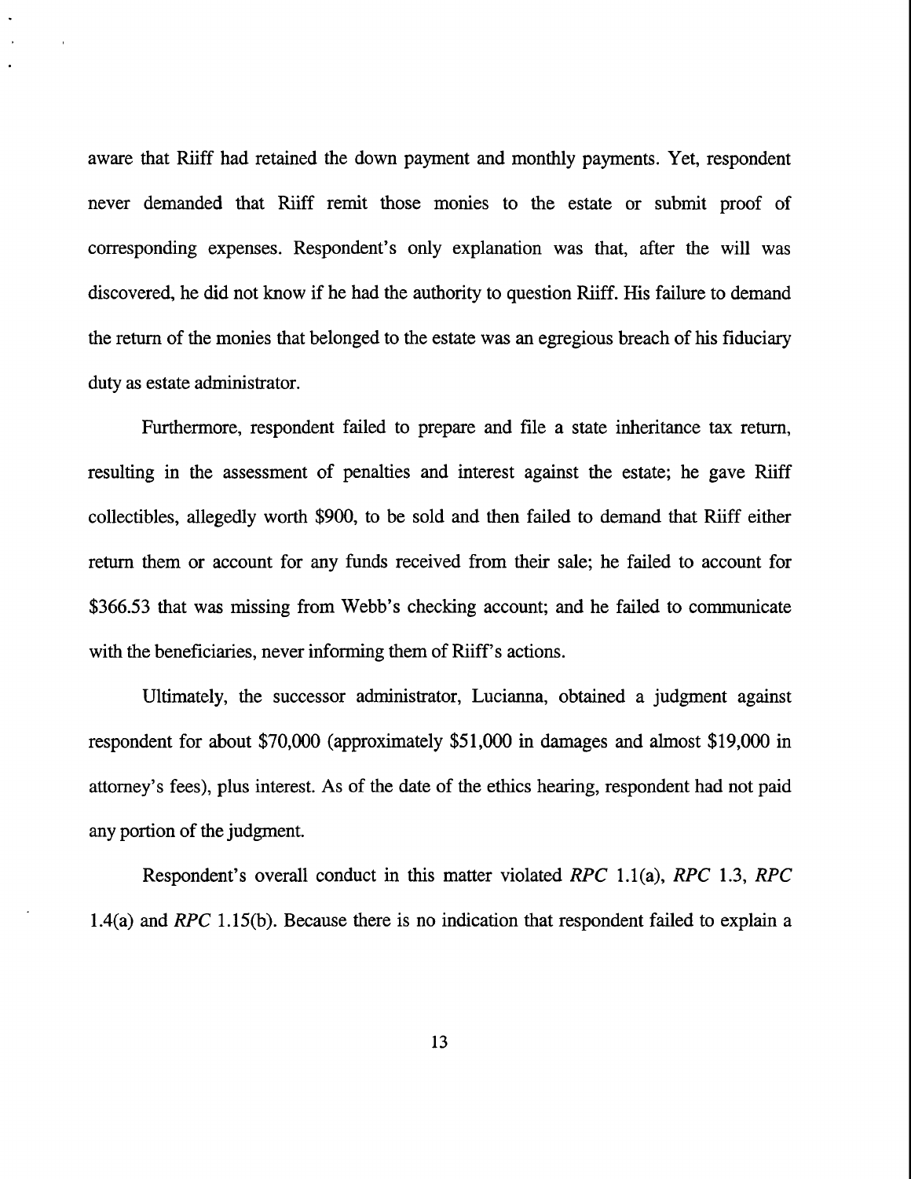aware that Riiff had retained the down payment and monthly payments. Yet, respondent never demanded that Riiff remit those monies to the estate or submit proof of corresponding expenses. Respondent's only explanation was that, after the will was discovered, he did not know if he had the authority to question Riiff. His failure to demand the return of the monies that belonged to the estate was an egregious breach of his fiduciary duty as estate administrator.

Furthermore, respondent failed to prepare and file a state inheritance tax return, resulting in the assessment of penalties and interest against the estate; he gave Riiff collectibles, allegedly worth $900, to be sold and then failed to demand that Riiff either return them or account for any funds received from their sale; he failed to account for $366.53 that was missing from Webb's checking account; and he failed to communicate with the beneficiaries, never informing them of Riiff's actions.

Ultimately, the successor administrator, Lucianna, obtained a judgment against respondent for about $70,000 (approximately $51,000 in damages and almost $19,000 in attorney's fees), plus interest. As of the date of the ethics hearing, respondent had not paid any portion of the judgment.

Respondent's overall conduct in this matter violated *RPC* 1.1(a), *RPC* 1.3, *RPC* 1.4(a) and *RPC* 1.15(b). Because there is no indication that respondent failed to explain a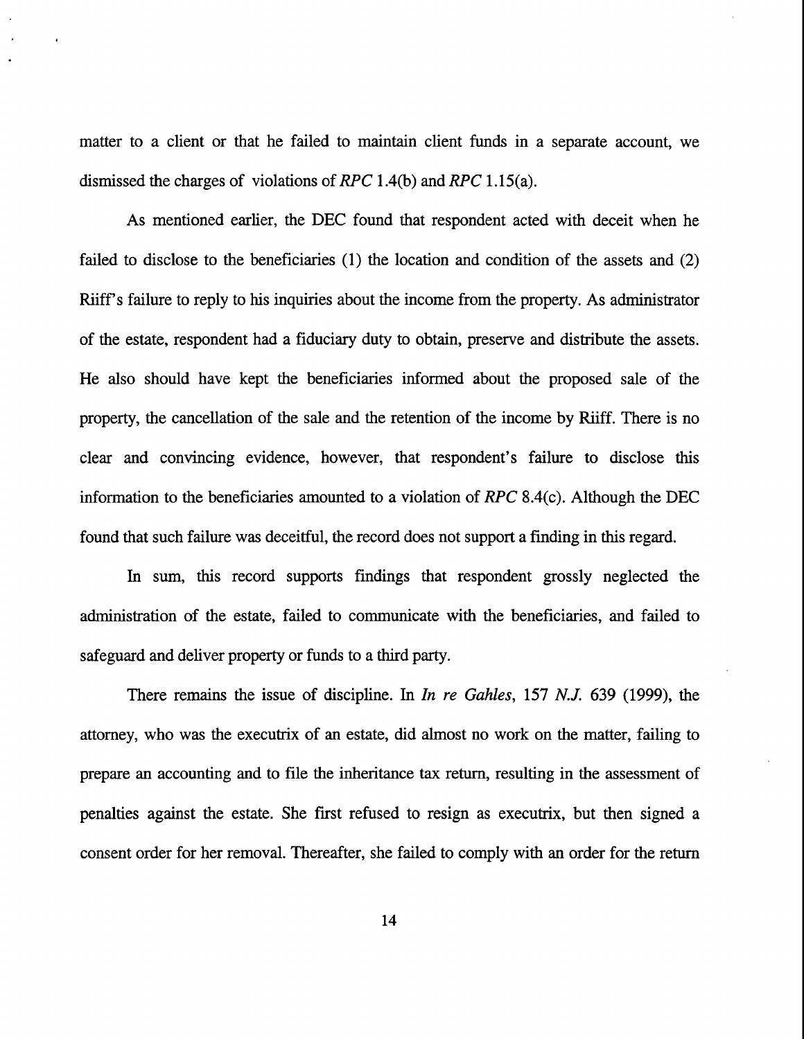matter to a client or that he failed to maintain client funds in a separate account, we dismissed the charges of violations of *RPC* 1.4(b) and *RPC* 1.15(a).

As mentioned earlier, the DEC found that respondent acted with deceit when he failed to disclose to the beneficiaries (1) the location and condition of the assets and (2) Riiff's failure to reply to his inquiries about the income from the property. As administrator of the estate, respondent had a fiduciary duty to obtain, preserve and distribute the assets. He also should have kept the beneficiaries informed about the proposed sale of the property, the cancellation of the sale and the retention of the income by Riiff. There is no clear and convincing evidence, however, that respondent's failure to disclose this information to the beneficiaries amounted to a violation of *RPC* 8.4(c). Although the DEC found that such failure was deceitful, the record does not support a finding in this regard.

In sum, this record supports findings that respondent grossly neglected the administration of the estate, failed to communicate with the beneficiaries, and failed to safeguard and deliver property or funds to a third party.

There remains the issue of discipline. In *In re Gahles*, 157 *N.J.* 639 (1999), the attorney, who was the executrix of an estate, did almost no work on the matter, failing to prepare an accounting and to file the inheritance tax return, resulting in the assessment of penalties against the estate. She first refused to resign as executrix, but then signed a consent order for her removal. Thereafter, she failed to comply with an order for the return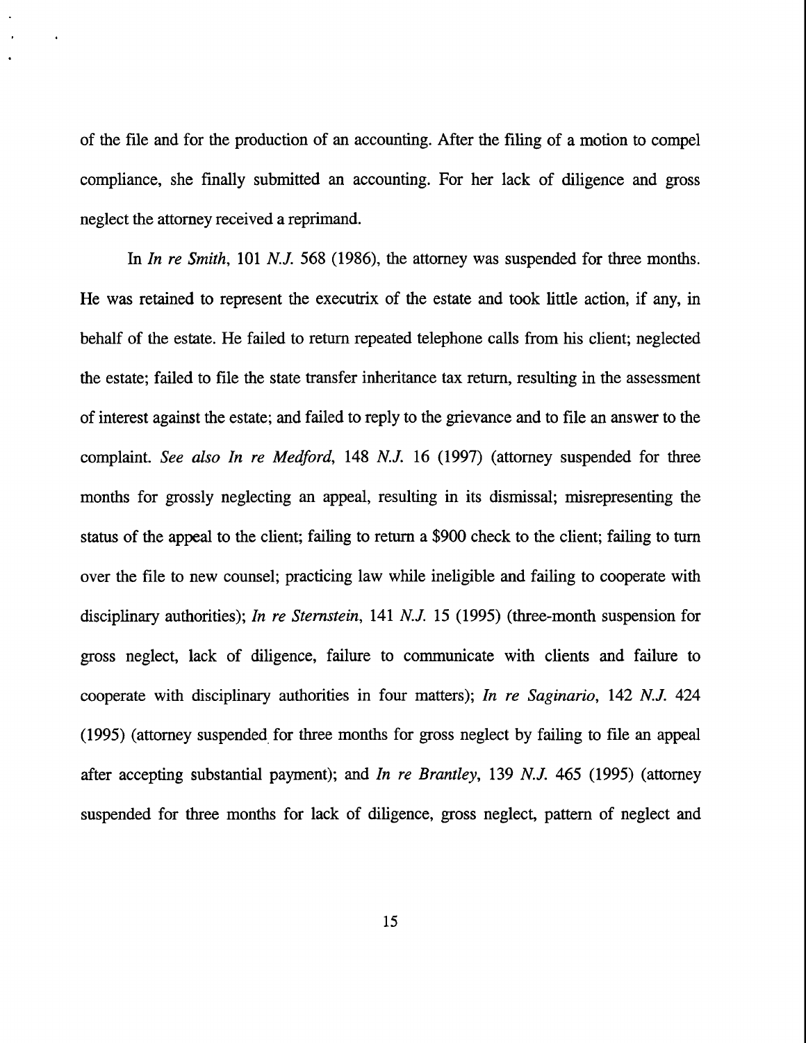of the file and for the production of an accounting. After the filing of a motion to compel compliance, she finally submitted an accounting. For her lack of diligence and gross neglect the attorney received a reprimand.

In *In re Smith*, 101 *N.J.* 568 (1986), the attorney was suspended for three months. He was retained to represent the executrix of the estate and took little action, if any, in behalf of the estate. He failed to return repeated telephone calls from his client; neglected the estate; failed to file the state transfer inheritance tax return, resulting in the assessment of interest against the estate; and failed to reply to the grievance and to file an answer to the complaint. *See also In re Medford*, 148 *N.J.* 16 (1997) (attorney suspended for three months for grossly neglecting an appeal, resulting in its dismissal; misrepresenting the status of the appeal to the client; failing to return a $900 check to the client; failing to turn over the file to new counsel; practicing law while ineligible and failing to cooperate with disciplinary authorities); *In re Sternstein*, 141 *N.J.* 15 (1995) (three-month suspension for gross neglect, lack of diligence, failure to communicate with clients and failure to cooperate with disciplinary authorities in four matters); *In re Saginario*, 142 *N.J.* 424 (1995) (attorney suspended for three months for gross neglect by failing to file an appeal after accepting substantial payment); and *In re Brantley*, 139 *N.J.* 465 (1995) (attorney suspended for three months for lack of diligence, gross neglect, pattern of neglect and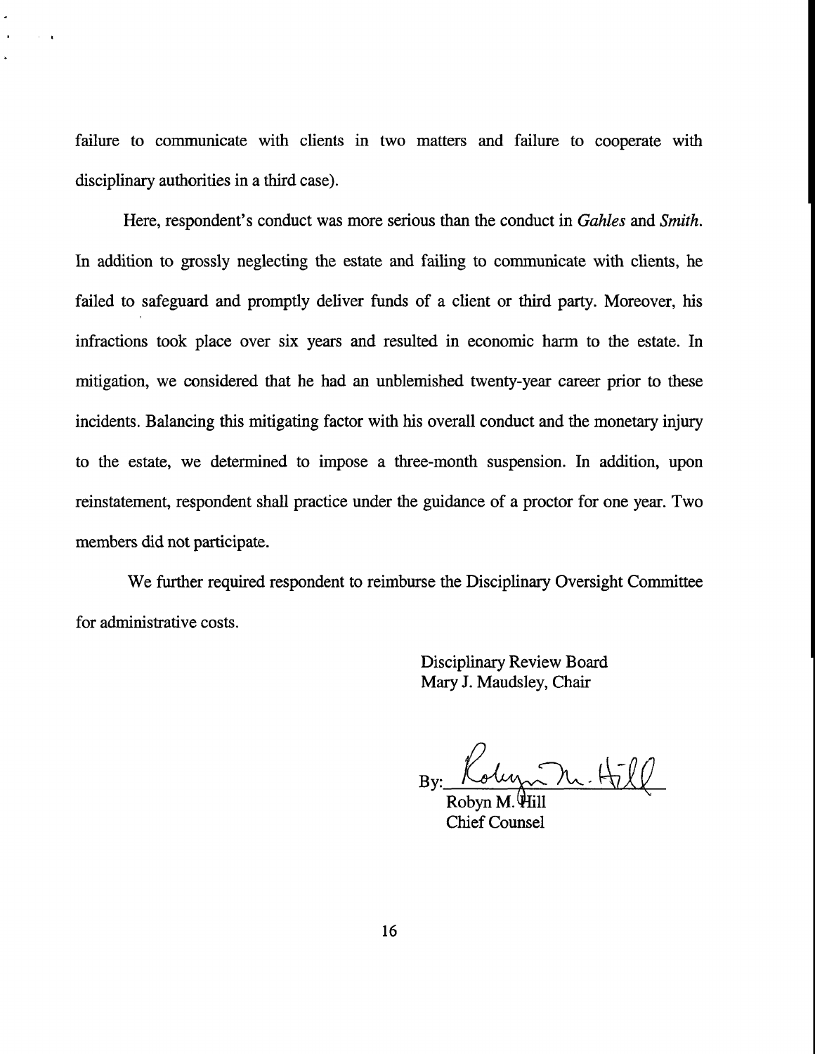failure to communicate with clients in two matters and failure to cooperate with disciplinary authorities in a third case).

Here, respondent's conduct was more serious than the conduct in *Gahles* and *Smith*. In addition to grossly neglecting the estate and failing to communicate with clients, he failed to safeguard and promptly deliver funds of a client or third party. Moreover, his infractions took place over six years and resulted in economic harm to the estate. In mitigation, we considered that he had an unblemished twenty-year career prior to these incidents. Balancing this mitigating factor with his overall conduct and the monetary injury to the estate, we determined to impose a three-month suspension. In addition, upon reinstatement, respondent shall practice under the guidance of a proctor for one year. Two members did not participate.

We further required respondent to reimburse the Disciplinary Oversight Committee for administrative costs.

Disciplinary Review Board
Mary J. Maudsley, Chair

By: ______________________
Robyn M. Hill
Chief Counsel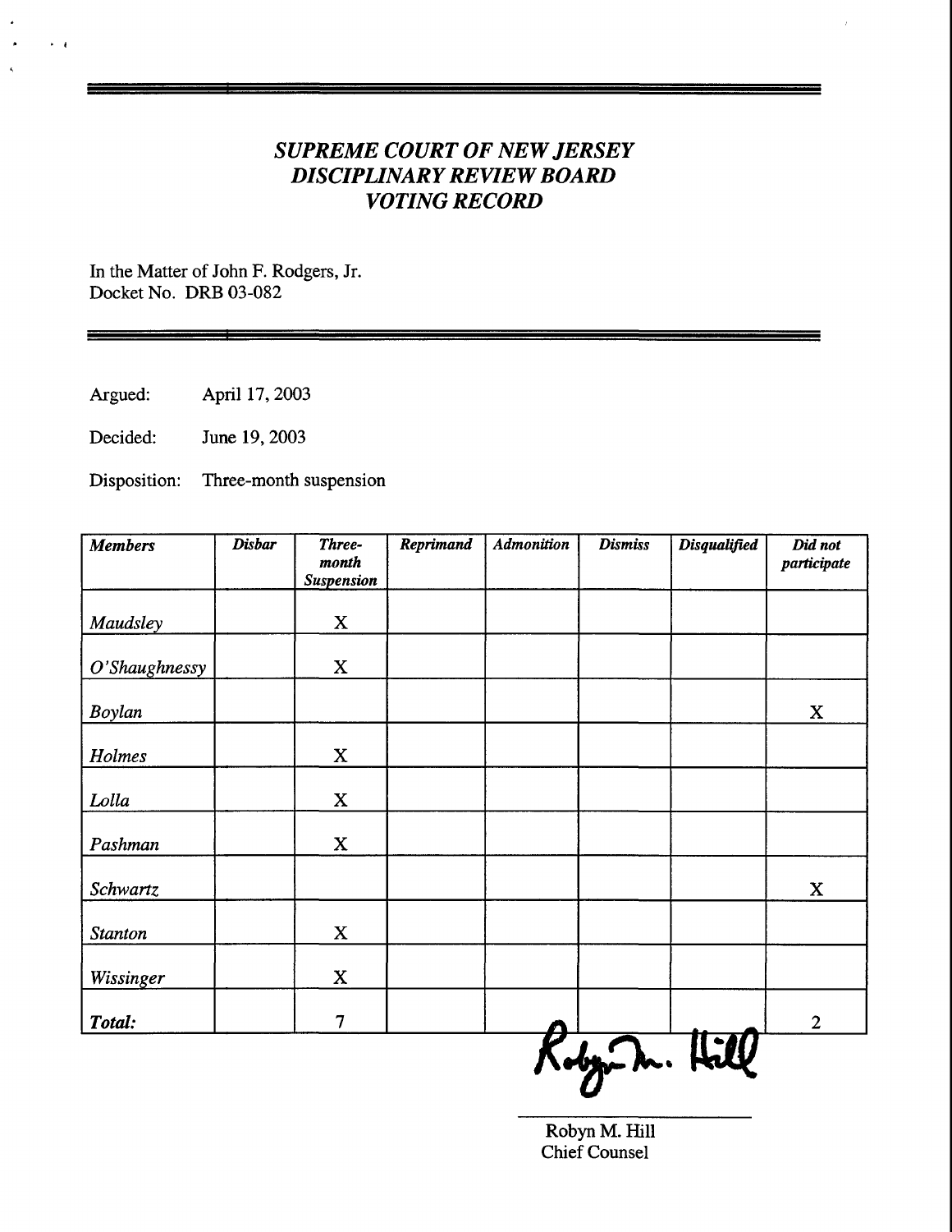## *SUPREME COURT OF NEW JERSEY*
## *DISCIPLINARY REVIEW BOARD*
## *VOTING RECORD*

In the Matter of John F. Rodgers, Jr.
Docket No. DRB 03-082

Argued: April 17, 2003

Decided: June 19, 2003

Disposition: Three-month suspension

| *Members* | *Disbar* | *Three-month Suspension* | *Reprimand* | *Admonition* | *Dismiss* | *Disqualified* | *Did not participate* |
|---|---|---|---|---|---|---|---|
| *Maudsley* | | X | | | | | |
| *O'Shaughnessy* | | X | | | | | |
| *Boylan* | | | | | | | X |
| *Holmes* | | X | | | | | |
| *Lolla* | | X | | | | | |
| *Pashman* | | X | | | | | |
| *Schwartz* | | | | | | | X |
| *Stanton* | | X | | | | | |
| *Wissinger* | | X | | | | | |
| *Total:* | | 7 | | | | | 2 |

Robyn M. Hill
Chief Counsel